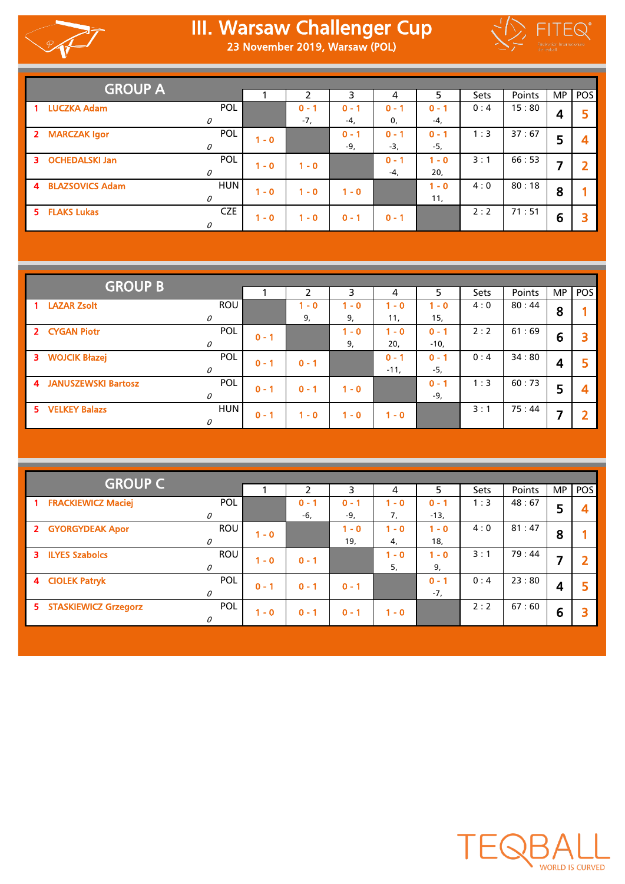# III. Warsaw Challenger Cup

23 November 2019, Warsaw (POL)

## GROUP A

| # | Player | Country | Rank | 1 | 2 | 3 | 4 | 5 | Sets | Points | MP | POS |
|---|---|---|---|---|---|---|---|---|---|---|---|---|
| 1 | LUCZKA Adam | POL | 0 | | 0 - 1 -7, | 0 - 1 -4, | 0 - 1 0, | 0 - 1 -4, | 0 : 4 | 15 : 80 | 4 | 5 |
| 2 | MARCZAK Igor | POL | 0 | 1 - 0 | | 0 - 1 -9, | 0 - 1 -3, | 0 - 1 -5, | 1 : 3 | 37 : 67 | 5 | 4 |
| 3 | OCHEDALSKI Jan | POL | 0 | 1 - 0 | 1 - 0 | | 0 - 1 -4, | 1 - 0 20, | 3 : 1 | 66 : 53 | 7 | 2 |
| 4 | BLAZSOVICS Adam | HUN | 0 | 1 - 0 | 1 - 0 | 1 - 0 | | 1 - 0 11, | 4 : 0 | 80 : 18 | 8 | 1 |
| 5 | FLAKS Lukas | CZE | 0 | 1 - 0 | 1 - 0 | 0 - 1 | 0 - 1 | | 2 : 2 | 71 : 51 | 6 | 3 |

## GROUP B

| # | Player | Country | Rank | 1 | 2 | 3 | 4 | 5 | Sets | Points | MP | POS |
|---|---|---|---|---|---|---|---|---|---|---|---|---|
| 1 | LAZAR Zsolt | ROU | 0 | | 1 - 0 9, | 1 - 0 9, | 1 - 0 11, | 1 - 0 15, | 4 : 0 | 80 : 44 | 8 | 1 |
| 2 | CYGAN Piotr | POL | 0 | 0 - 1 | | 1 - 0 9, | 1 - 0 20, | 0 - 1 -10, | 2 : 2 | 61 : 69 | 6 | 3 |
| 3 | WOJCIK Błazej | POL | 0 | 0 - 1 | 0 - 1 | | 0 - 1 -11, | 0 - 1 -5, | 0 : 4 | 34 : 80 | 4 | 5 |
| 4 | JANUSZEWSKI Bartosz | POL | 0 | 0 - 1 | 0 - 1 | 1 - 0 | | 0 - 1 -9, | 1 : 3 | 60 : 73 | 5 | 4 |
| 5 | VELKEY Balazs | HUN | 0 | 0 - 1 | 1 - 0 | 1 - 0 | 1 - 0 | | 3 : 1 | 75 : 44 | 7 | 2 |

## GROUP C

| # | Player | Country | Rank | 1 | 2 | 3 | 4 | 5 | Sets | Points | MP | POS |
|---|---|---|---|---|---|---|---|---|---|---|---|---|
| 1 | FRACKIEWICZ Maciej | POL | 0 | | 0 - 1 -6, | 0 - 1 -9, | 1 - 0 7, | 0 - 1 -13, | 1 : 3 | 48 : 67 | 5 | 4 |
| 2 | GYORGYDEAK Apor | ROU | 0 | 1 - 0 | | 1 - 0 19, | 1 - 0 4, | 1 - 0 18, | 4 : 0 | 81 : 47 | 8 | 1 |
| 3 | ILYES Szabolcs | ROU | 0 | 1 - 0 | 0 - 1 | | 1 - 0 5, | 1 - 0 9, | 3 : 1 | 79 : 44 | 7 | 2 |
| 4 | CIOLEK Patryk | POL | 0 | 0 - 1 | 0 - 1 | 0 - 1 | | 0 - 1 -7, | 0 : 4 | 23 : 80 | 4 | 5 |
| 5 | STASKIEWICZ Grzegorz | POL | 0 | 1 - 0 | 0 - 1 | 0 - 1 | 1 - 0 | | 2 : 2 | 67 : 60 | 6 | 3 |

TEQBALL WORLD IS CURVED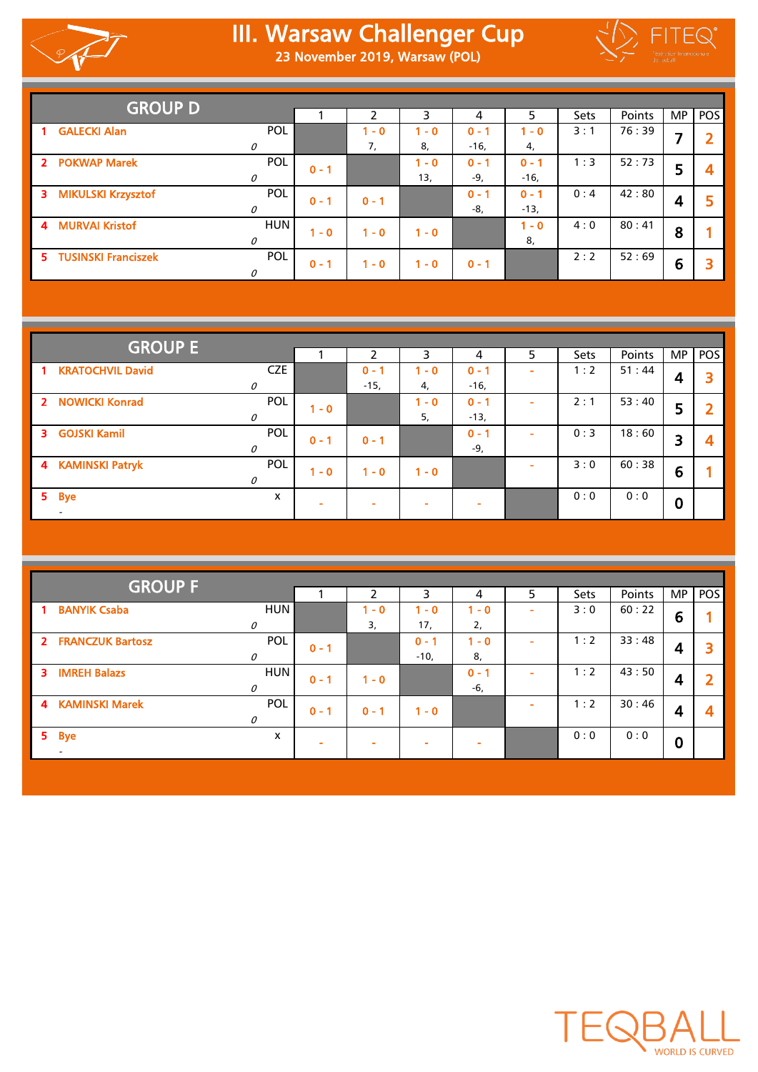# III. Warsaw Challenger Cup

23 November 2019, Warsaw (POL)

## GROUP D

| # | Player | Country | 1 | 2 | 3 | 4 | 5 | Sets | Points | MP | POS |
|---|---|---|---|---|---|---|---|---|---|---|---|
| 1 | GALECKI Alan | POL 0 | | 1 - 0 7, | 1 - 0 8, | 0 - 1 -16, | 1 - 0 4, | 3 : 1 | 76 : 39 | 7 | 2 |
| 2 | POKWAP Marek | POL 0 | 0 - 1 | | 1 - 0 13, | 0 - 1 -9, | 0 - 1 -16, | 1 : 3 | 52 : 73 | 5 | 4 |
| 3 | MIKULSKI Krzysztof | POL 0 | 0 - 1 | 0 - 1 | | 0 - 1 -8, | 0 - 1 -13, | 0 : 4 | 42 : 80 | 4 | 5 |
| 4 | MURVAI Kristof | HUN 0 | 1 - 0 | 1 - 0 | 1 - 0 | | 1 - 0 8, | 4 : 0 | 80 : 41 | 8 | 1 |
| 5 | TUSINSKI Franciszek | POL 0 | 0 - 1 | 1 - 0 | 1 - 0 | 0 - 1 | | 2 : 2 | 52 : 69 | 6 | 3 |

## GROUP E

| # | Player | Country | 1 | 2 | 3 | 4 | 5 | Sets | Points | MP | POS |
|---|---|---|---|---|---|---|---|---|---|---|---|
| 1 | KRATOCHVIL David | CZE 0 | | 0 - 1 -15, | 1 - 0 4, | 0 - 1 -16, | - | 1 : 2 | 51 : 44 | 4 | 3 |
| 2 | NOWICKI Konrad | POL 0 | 1 - 0 | | 1 - 0 5, | 0 - 1 -13, | - | 2 : 1 | 53 : 40 | 5 | 2 |
| 3 | GOJSKI Kamil | POL 0 | 0 - 1 | 0 - 1 | | 0 - 1 -9, | - | 0 : 3 | 18 : 60 | 3 | 4 |
| 4 | KAMINSKI Patryk | POL 0 | 1 - 0 | 1 - 0 | 1 - 0 | | - | 3 : 0 | 60 : 38 | 6 | 1 |
| 5 | Bye | x - | - | - | - | - | | 0 : 0 | 0 : 0 | 0 | |

## GROUP F

| # | Player | Country | 1 | 2 | 3 | 4 | 5 | Sets | Points | MP | POS |
|---|---|---|---|---|---|---|---|---|---|---|---|
| 1 | BANYIK Csaba | HUN 0 | | 1 - 0 3, | 1 - 0 17, | 1 - 0 2, | - | 3 : 0 | 60 : 22 | 6 | 1 |
| 2 | FRANCZUK Bartosz | POL 0 | 0 - 1 | | 0 - 1 -10, | 1 - 0 8, | - | 1 : 2 | 33 : 48 | 4 | 3 |
| 3 | IMREH Balazs | HUN 0 | 0 - 1 | 1 - 0 | | 0 - 1 -6, | - | 1 : 2 | 43 : 50 | 4 | 2 |
| 4 | KAMINSKI Marek | POL 0 | 0 - 1 | 0 - 1 | 1 - 0 | | - | 1 : 2 | 30 : 46 | 4 | 4 |
| 5 | Bye | x - | - | - | - | - | | 0 : 0 | 0 : 0 | 0 | |

TEQBALL WORLD IS CURVED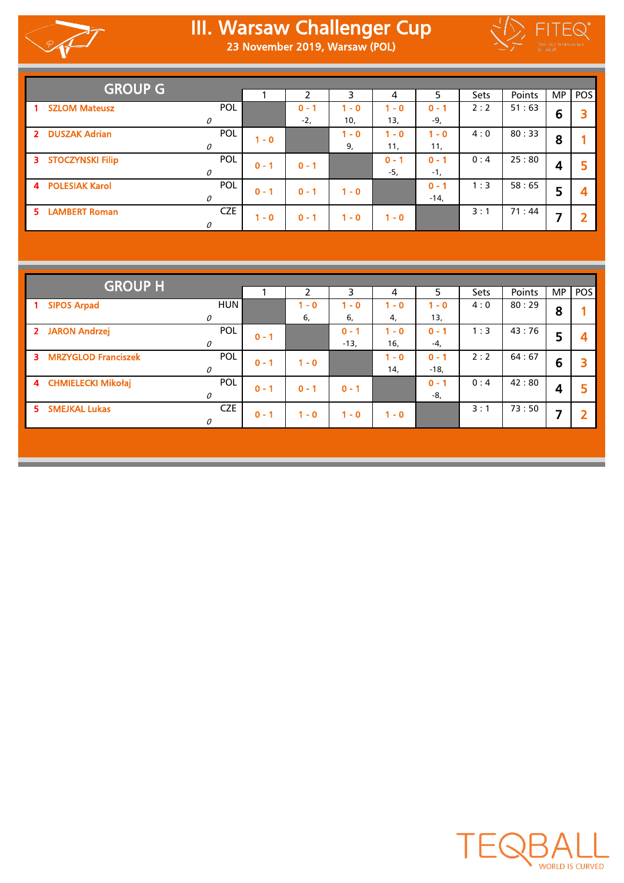# III. Warsaw Challenger Cup

23 November 2019, Warsaw (POL)

## GROUP G

| | Player | Nat | 1 | 2 | 3 | 4 | 5 | Sets | Points | MP | POS |
|---|---|---|---|---|---|---|---|---|---|---|---|
| 1 | SZLOM Mateusz | POL 0 | | 0 - 1 -2, | 1 - 0 10, | 1 - 0 13, | 0 - 1 -9, | 2 : 2 | 51 : 63 | 6 | 3 |
| 2 | DUSZAK Adrian | POL 0 | 1 - 0 | | 1 - 0 9, | 1 - 0 11, | 1 - 0 11, | 4 : 0 | 80 : 33 | 8 | 1 |
| 3 | STOCZYNSKI Filip | POL 0 | 0 - 1 | 0 - 1 | | 0 - 1 -5, | 0 - 1 -1, | 0 : 4 | 25 : 80 | 4 | 5 |
| 4 | POLESIAK Karol | POL 0 | 0 - 1 | 0 - 1 | 1 - 0 | | 0 - 1 -14, | 1 : 3 | 58 : 65 | 5 | 4 |
| 5 | LAMBERT Roman | CZE 0 | 1 - 0 | 0 - 1 | 1 - 0 | 1 - 0 | | 3 : 1 | 71 : 44 | 7 | 2 |

## GROUP H

| | Player | Nat | 1 | 2 | 3 | 4 | 5 | Sets | Points | MP | POS |
|---|---|---|---|---|---|---|---|---|---|---|---|
| 1 | SIPOS Arpad | HUN 0 | | 1 - 0 6, | 1 - 0 6, | 1 - 0 4, | 1 - 0 13, | 4 : 0 | 80 : 29 | 8 | 1 |
| 2 | JARON Andrzej | POL 0 | 0 - 1 | | 0 - 1 -13, | 1 - 0 16, | 0 - 1 -4, | 1 : 3 | 43 : 76 | 5 | 4 |
| 3 | MRZYGLOD Franciszek | POL 0 | 0 - 1 | 1 - 0 | | 1 - 0 14, | 0 - 1 -18, | 2 : 2 | 64 : 67 | 6 | 3 |
| 4 | CHMIELECKI Mikołaj | POL 0 | 0 - 1 | 0 - 1 | 0 - 1 | | 0 - 1 -8, | 0 : 4 | 42 : 80 | 4 | 5 |
| 5 | SMEJKAL Lukas | CZE 0 | 0 - 1 | 1 - 0 | 1 - 0 | 1 - 0 | | 3 : 1 | 73 : 50 | 7 | 2 |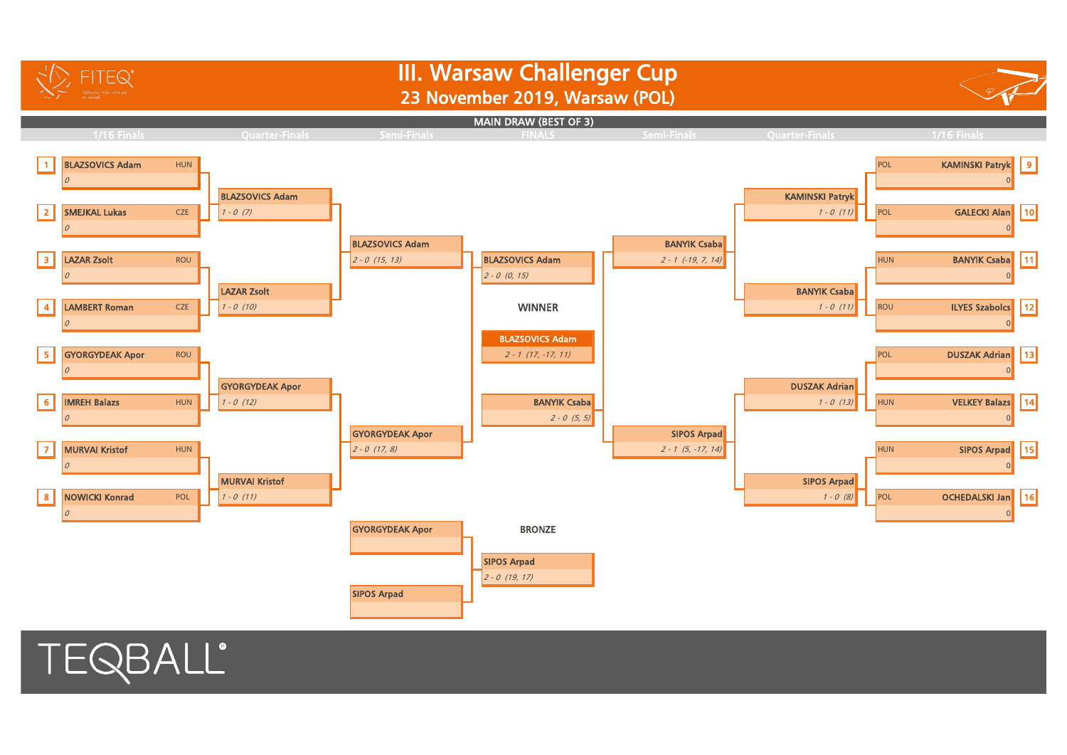# III. Warsaw Challenger Cup

## 23 November 2019, Warsaw (POL)

FITEQ

### MAIN DRAW (BEST OF 3)

| 1/16 Finals | Quarter-Finals | Semi-Finals | FINALS | Semi-Finals | Quarter-Finals | 1/16 Finals |
|---|---|---|---|---|---|---|

**1/16 Finals (left)**

| Seed | Player | Country | Score |
|---|---|---|---|
| 1 | BLAZSOVICS Adam | HUN | 0 |
| 2 | SMEJKAL Lukas | CZE | 0 |
| 3 | LAZAR Zsolt | ROU | 0 |
| 4 | LAMBERT Roman | CZE | 0 |
| 5 | GYORGYDEAK Apor | ROU | 0 |
| 6 | IMREH Balazs | HUN | 0 |
| 7 | MURVAI Kristof | HUN | 0 |
| 8 | NOWICKI Konrad | POL | 0 |

**Quarter-Finals (left)**

| Player | Score |
|---|---|
| BLAZSOVICS Adam | 1 - 0 (7) |
| LAZAR Zsolt | 1 - 0 (10) |
| GYORGYDEAK Apor | 1 - 0 (12) |
| MURVAI Kristof | 1 - 0 (11) |

**Semi-Finals (left)**

| Player | Score |
|---|---|
| BLAZSOVICS Adam | 2 - 0 (15, 13) |
| GYORGYDEAK Apor | 2 - 0 (17, 8) |

**FINALS**

| Player | Score |
|---|---|
| BLAZSOVICS Adam | 2 - 0 (0, 15) |
| BANYIK Csaba | 2 - 0 (5, 5) |

**WINNER**

| Player | Score |
|---|---|
| BLAZSOVICS Adam | 2 - 1 (17, -17, 11) |

**Semi-Finals (right)**

| Player | Score |
|---|---|
| BANYIK Csaba | 2 - 1 (-19, 7, 14) |
| SIPOS Arpad | 2 - 1 (5, -17, 14) |

**Quarter-Finals (right)**

| Player | Score |
|---|---|
| KAMINSKI Patryk | 1 - 0 (11) |
| BANYIK Csaba | 1 - 0 (11) |
| DUSZAK Adrian | 1 - 0 (13) |
| SIPOS Arpad | 1 - 0 (8) |

**1/16 Finals (right)**

| Seed | Player | Country | Score |
|---|---|---|---|
| 9 | KAMINSKI Patryk | POL | 0 |
| 10 | GALECKI Alan | POL | 0 |
| 11 | BANYIK Csaba | HUN | 0 |
| 12 | ILYES Szabolcs | ROU | 0 |
| 13 | DUSZAK Adrian | POL | 0 |
| 14 | VELKEY Balazs | HUN | 0 |
| 15 | SIPOS Arpad | HUN | 0 |
| 16 | OCHEDALSKI Jan | POL | 0 |

**BRONZE**

| Player | Score |
|---|---|
| GYORGYDEAK Apor | |
| SIPOS Arpad | |
| **Winner: SIPOS Arpad** | 2 - 0 (19, 17) |

TEQBALL